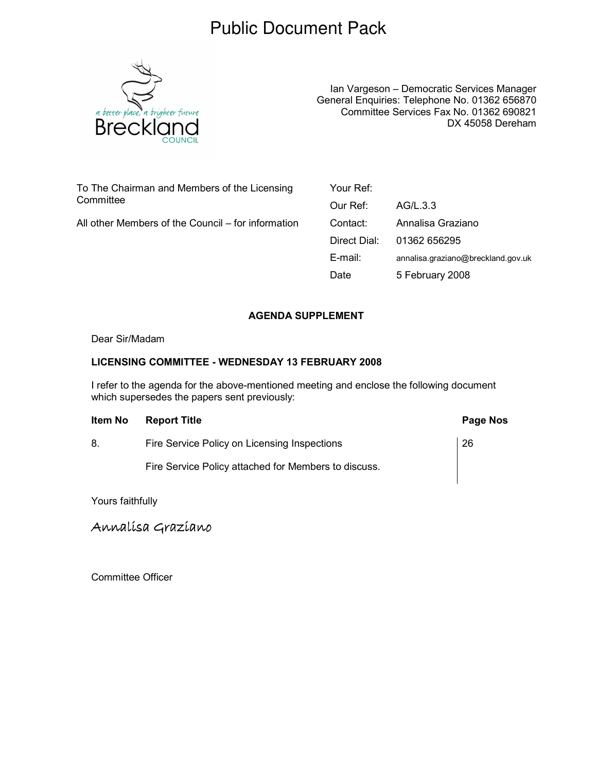# Public Document Pack

a better place, a brighter future
Breckland
COUNCIL

Ian Vargeson – Democratic Services Manager
General Enquiries: Telephone No. 01362 656870
Committee Services Fax No. 01362 690821
DX 45058 Dereham

To The Chairman and Members of the Licensing Committee

All other Members of the Council – for information

| | |
|---|---|
| Your Ref: | |
| Our Ref: | AG/L.3.3 |
| Contact: | Annalisa Graziano |
| Direct Dial: | 01362 656295 |
| E-mail: | annalisa.graziano@breckland.gov.uk |
| Date | 5 February 2008 |

**AGENDA SUPPLEMENT**

Dear Sir/Madam

**LICENSING COMMITTEE - WEDNESDAY 13 FEBRUARY 2008**

I refer to the agenda for the above-mentioned meeting and enclose the following document which supersedes the papers sent previously:

| Item No | Report Title | Page Nos |
|---|---|---|
| 8. | Fire Service Policy on Licensing Inspections<br><br>Fire Service Policy attached for Members to discuss. | 26 |

Yours faithfully

Annalisa Graziano

Committee Officer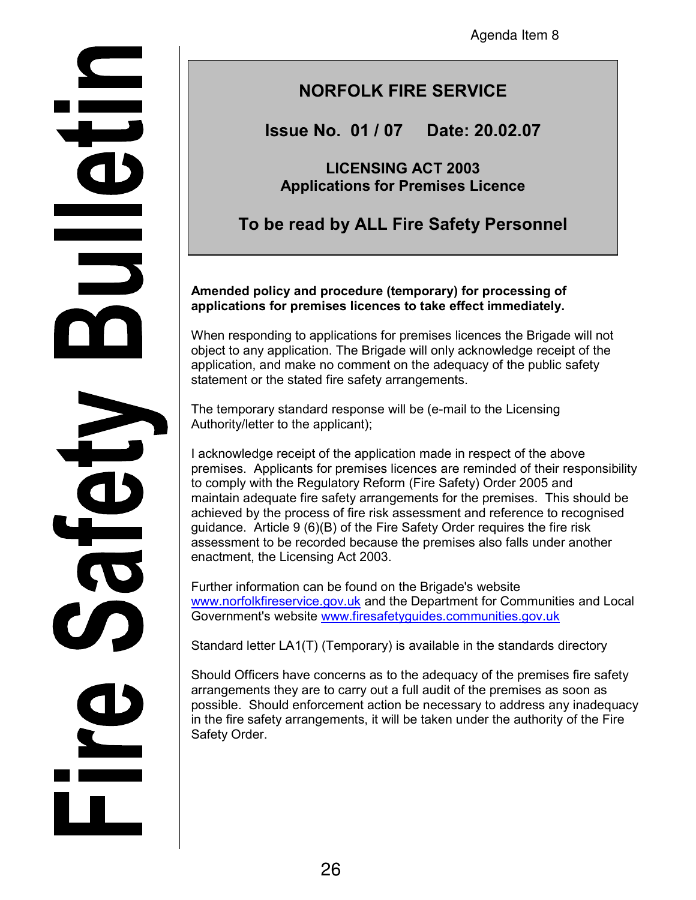Agenda Item 8

# Fire Safety Bulletin

## NORFOLK FIRE SERVICE

**Issue No. 01 / 07 Date: 20.02.07**

**LICENSING ACT 2003**
**Applications for Premises Licence**

**To be read by ALL Fire Safety Personnel**

**Amended policy and procedure (temporary) for processing of applications for premises licences to take effect immediately.**

When responding to applications for premises licences the Brigade will not object to any application. The Brigade will only acknowledge receipt of the application, and make no comment on the adequacy of the public safety statement or the stated fire safety arrangements.

The temporary standard response will be (e-mail to the Licensing Authority/letter to the applicant);

I acknowledge receipt of the application made in respect of the above premises. Applicants for premises licences are reminded of their responsibility to comply with the Regulatory Reform (Fire Safety) Order 2005 and maintain adequate fire safety arrangements for the premises. This should be achieved by the process of fire risk assessment and reference to recognised guidance. Article 9 (6)(B) of the Fire Safety Order requires the fire risk assessment to be recorded because the premises also falls under another enactment, the Licensing Act 2003.

Further information can be found on the Brigade's website [www.norfolkfireservice.gov.uk](www.norfolkfireservice.gov.uk) and the Department for Communities and Local Government's website [www.firesafetyguides.communities.gov.uk](www.firesafetyguides.communities.gov.uk)

Standard letter LA1(T) (Temporary) is available in the standards directory

Should Officers have concerns as to the adequacy of the premises fire safety arrangements they are to carry out a full audit of the premises as soon as possible. Should enforcement action be necessary to address any inadequacy in the fire safety arrangements, it will be taken under the authority of the Fire Safety Order.